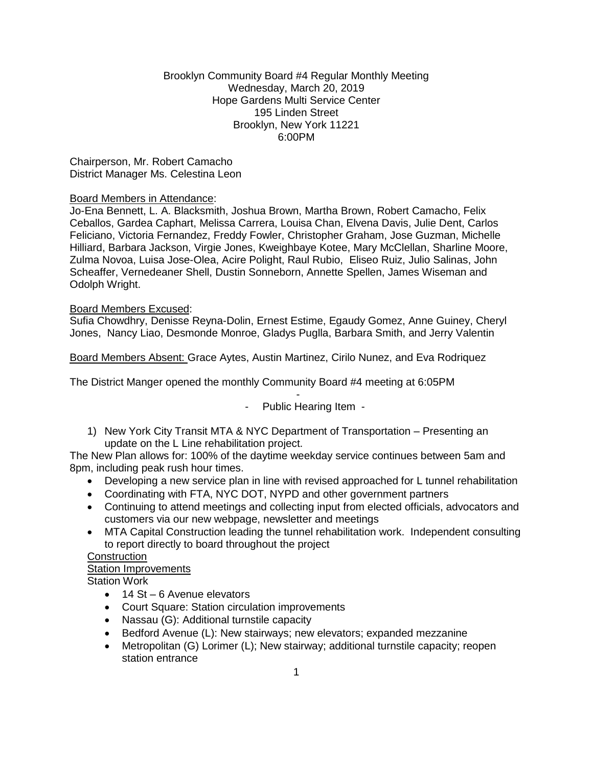Brooklyn Community Board #4 Regular Monthly Meeting
Wednesday, March 20, 2019
Hope Gardens Multi Service Center
195 Linden Street
Brooklyn, New York 11221
6:00PM

Chairperson, Mr. Robert Camacho
District Manager Ms. Celestina Leon

Board Members in Attendance:
Jo-Ena Bennett, L. A. Blacksmith, Joshua Brown, Martha Brown, Robert Camacho, Felix Ceballos, Gardea Caphart, Melissa Carrera, Louisa Chan, Elvena Davis, Julie Dent, Carlos Feliciano, Victoria Fernandez, Freddy Fowler, Christopher Graham, Jose Guzman, Michelle Hilliard, Barbara Jackson, Virgie Jones, Kweighbaye Kotee, Mary McClellan, Sharline Moore, Zulma Novoa, Luisa Jose-Olea, Acire Polight, Raul Rubio, Eliseo Ruiz, Julio Salinas, John Scheaffer, Vernedeaner Shell, Dustin Sonneborn, Annette Spellen, James Wiseman and Odolph Wright.

Board Members Excused:
Sufia Chowdhry, Denisse Reyna-Dolin, Ernest Estime, Egaudy Gomez, Anne Guiney, Cheryl Jones, Nancy Liao, Desmonde Monroe, Gladys Puglla, Barbara Smith, and Jerry Valentin

Board Members Absent: Grace Aytes, Austin Martinez, Cirilo Nunez, and Eva Rodriquez

The District Manger opened the monthly Community Board #4 meeting at 6:05PM

\-

\- Public Hearing Item -

1) New York City Transit MTA & NYC Department of Transportation – Presenting an update on the L Line rehabilitation project.

The New Plan allows for: 100% of the daytime weekday service continues between 5am and 8pm, including peak rush hour times.

- Developing a new service plan in line with revised approached for L tunnel rehabilitation
- Coordinating with FTA, NYC DOT, NYPD and other government partners
- Continuing to attend meetings and collecting input from elected officials, advocators and customers via our new webpage, newsletter and meetings
- MTA Capital Construction leading the tunnel rehabilitation work. Independent consulting to report directly to board throughout the project

Construction

Station Improvements

Station Work

- 14 St – 6 Avenue elevators
- Court Square: Station circulation improvements
- Nassau (G): Additional turnstile capacity
- Bedford Avenue (L): New stairways; new elevators; expanded mezzanine
- Metropolitan (G) Lorimer (L); New stairway; additional turnstile capacity; reopen station entrance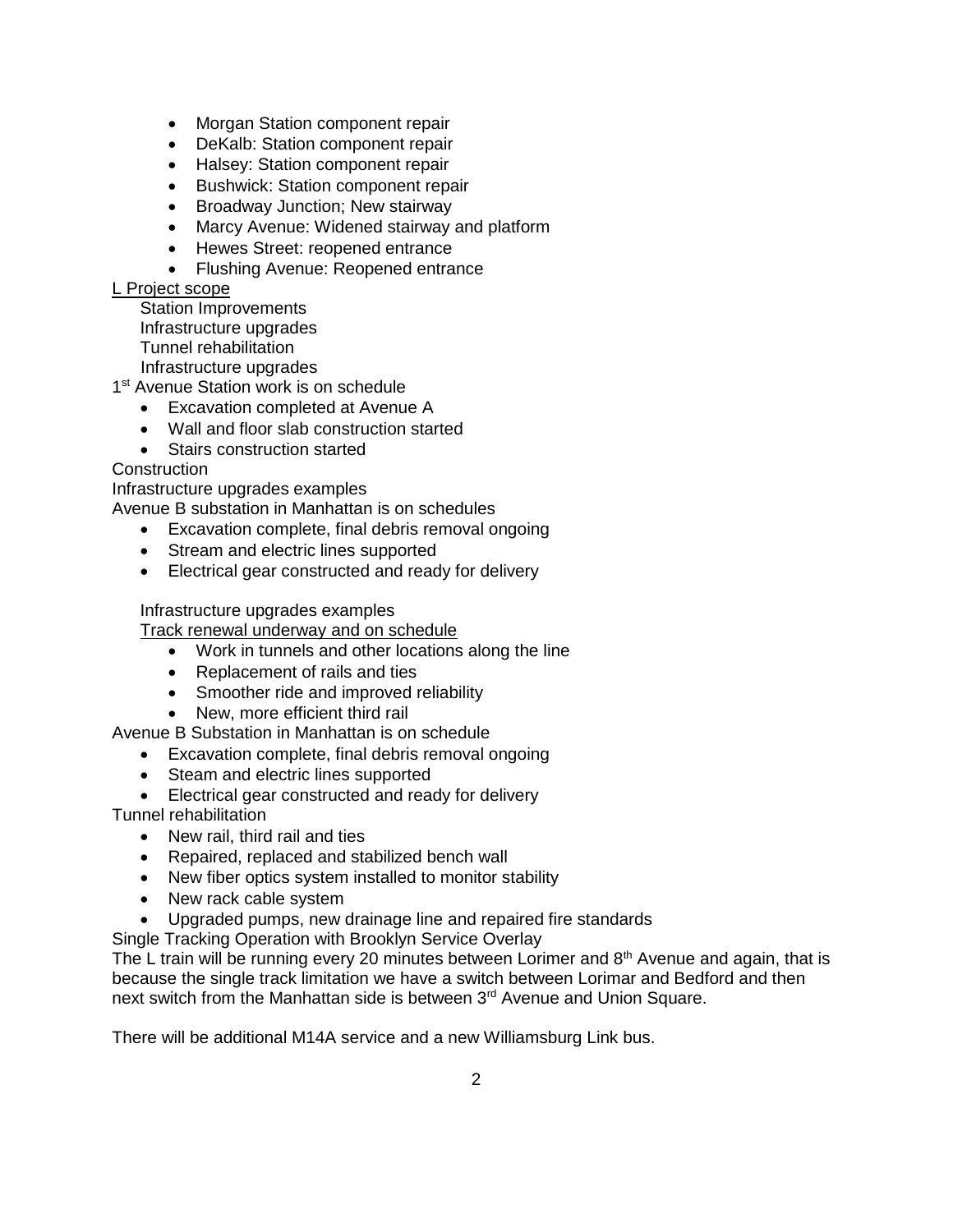- Morgan Station component repair
- DeKalb: Station component repair
- Halsey: Station component repair
- Bushwick: Station component repair
- Broadway Junction; New stairway
- Marcy Avenue: Widened stairway and platform
- Hewes Street: reopened entrance
- Flushing Avenue: Reopened entrance

<u>L Project scope</u>

Station Improvements
Infrastructure upgrades
Tunnel rehabilitation
Infrastructure upgrades

1st Avenue Station work is on schedule

- Excavation completed at Avenue A
- Wall and floor slab construction started
- Stairs construction started

Construction

Infrastructure upgrades examples

Avenue B substation in Manhattan is on schedules

- Excavation complete, final debris removal ongoing
- Stream and electric lines supported
- Electrical gear constructed and ready for delivery

Infrastructure upgrades examples

<u>Track renewal underway and on schedule</u>

- Work in tunnels and other locations along the line
- Replacement of rails and ties
- Smoother ride and improved reliability
- New, more efficient third rail

Avenue B Substation in Manhattan is on schedule

- Excavation complete, final debris removal ongoing
- Steam and electric lines supported
- Electrical gear constructed and ready for delivery

Tunnel rehabilitation

- New rail, third rail and ties
- Repaired, replaced and stabilized bench wall
- New fiber optics system installed to monitor stability
- New rack cable system
- Upgraded pumps, new drainage line and repaired fire standards

Single Tracking Operation with Brooklyn Service Overlay

The L train will be running every 20 minutes between Lorimer and 8th Avenue and again, that is because the single track limitation we have a switch between Lorimar and Bedford and then next switch from the Manhattan side is between 3rd Avenue and Union Square.

There will be additional M14A service and a new Williamsburg Link bus.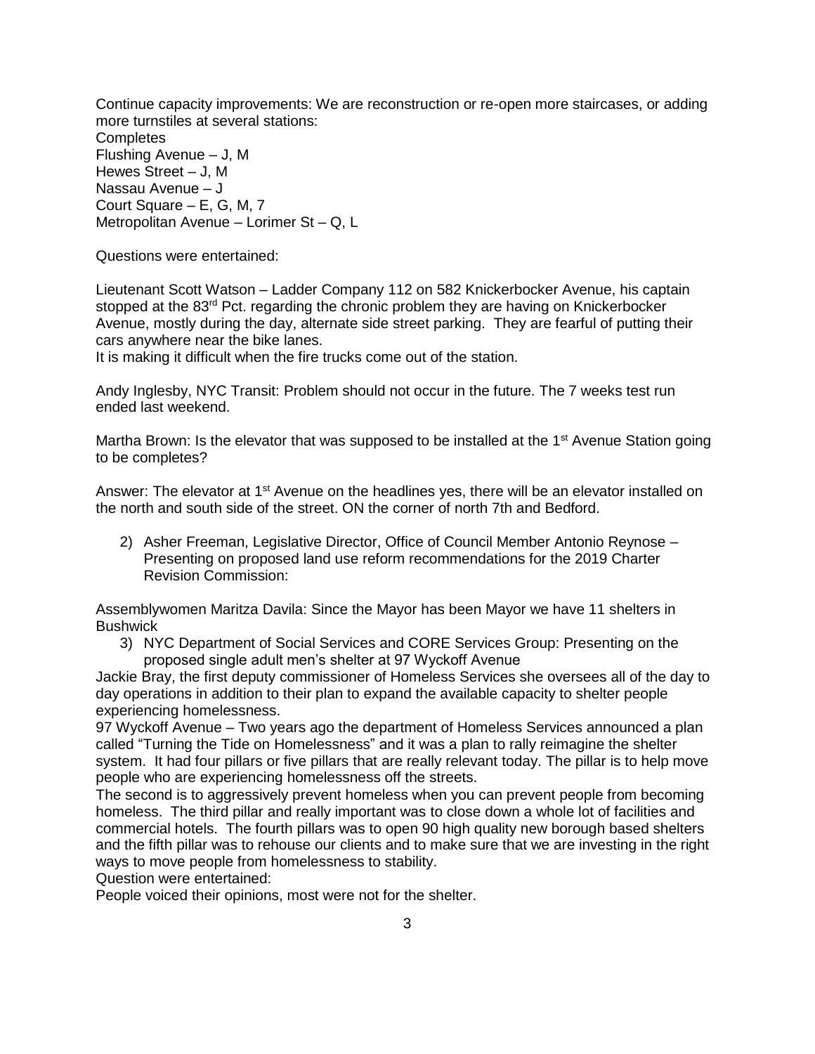Continue capacity improvements: We are reconstruction or re-open more staircases, or adding more turnstiles at several stations:
Completes
Flushing Avenue – J, M
Hewes Street – J, M
Nassau Avenue – J
Court Square – E, G, M, 7
Metropolitan Avenue – Lorimer St – Q, L

Questions were entertained:

Lieutenant Scott Watson – Ladder Company 112 on 582 Knickerbocker Avenue, his captain stopped at the 83rd Pct. regarding the chronic problem they are having on Knickerbocker Avenue, mostly during the day, alternate side street parking. They are fearful of putting their cars anywhere near the bike lanes.
It is making it difficult when the fire trucks come out of the station.

Andy Inglesby, NYC Transit: Problem should not occur in the future. The 7 weeks test run ended last weekend.

Martha Brown: Is the elevator that was supposed to be installed at the 1st Avenue Station going to be completes?

Answer: The elevator at 1st Avenue on the headlines yes, there will be an elevator installed on the north and south side of the street. ON the corner of north 7th and Bedford.

2) Asher Freeman, Legislative Director, Office of Council Member Antonio Reynose – Presenting on proposed land use reform recommendations for the 2019 Charter Revision Commission:

Assemblywomen Maritza Davila: Since the Mayor has been Mayor we have 11 shelters in Bushwick

3) NYC Department of Social Services and CORE Services Group: Presenting on the proposed single adult men's shelter at 97 Wyckoff Avenue

Jackie Bray, the first deputy commissioner of Homeless Services she oversees all of the day to day operations in addition to their plan to expand the available capacity to shelter people experiencing homelessness.
97 Wyckoff Avenue – Two years ago the department of Homeless Services announced a plan called "Turning the Tide on Homelessness" and it was a plan to rally reimagine the shelter system. It had four pillars or five pillars that are really relevant today. The pillar is to help move people who are experiencing homelessness off the streets.
The second is to aggressively prevent homeless when you can prevent people from becoming homeless. The third pillar and really important was to close down a whole lot of facilities and commercial hotels. The fourth pillars was to open 90 high quality new borough based shelters and the fifth pillar was to rehouse our clients and to make sure that we are investing in the right ways to move people from homelessness to stability.
Question were entertained:
People voiced their opinions, most were not for the shelter.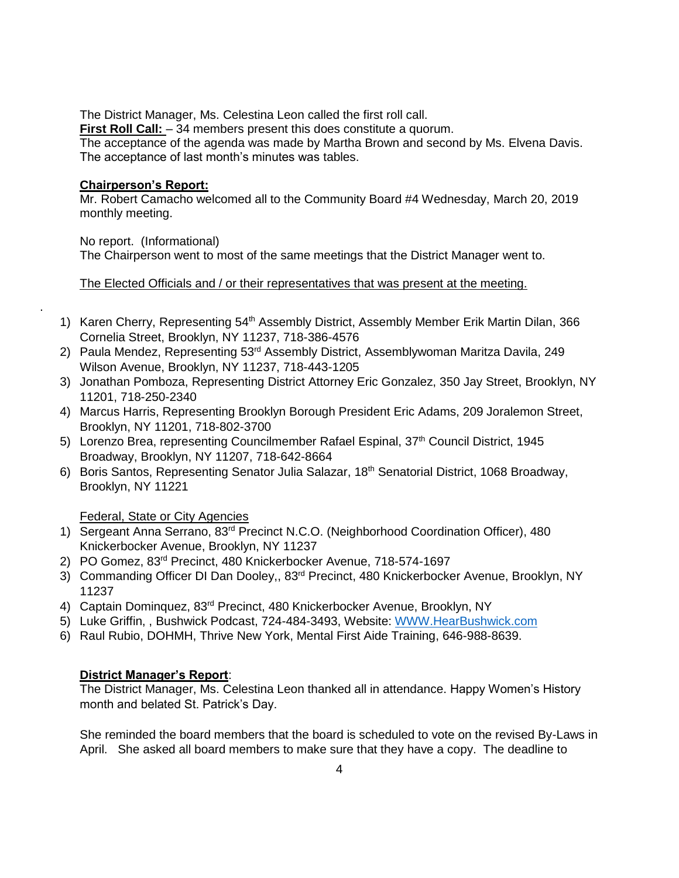The District Manager, Ms. Celestina Leon called the first roll call.

**First Roll Call:** – 34 members present this does constitute a quorum.

The acceptance of the agenda was made by Martha Brown and second by Ms. Elvena Davis.

The acceptance of last month's minutes was tables.

**Chairperson's Report:**

Mr. Robert Camacho welcomed all to the Community Board #4 Wednesday, March 20, 2019 monthly meeting.

No report. (Informational)

The Chairperson went to most of the same meetings that the District Manager went to.

The Elected Officials and / or their representatives that was present at the meeting.

.

1) Karen Cherry, Representing 54th Assembly District, Assembly Member Erik Martin Dilan, 366 Cornelia Street, Brooklyn, NY 11237, 718-386-4576
2) Paula Mendez, Representing 53rd Assembly District, Assemblywoman Maritza Davila, 249 Wilson Avenue, Brooklyn, NY 11237, 718-443-1205
3) Jonathan Pomboza, Representing District Attorney Eric Gonzalez, 350 Jay Street, Brooklyn, NY 11201, 718-250-2340
4) Marcus Harris, Representing Brooklyn Borough President Eric Adams, 209 Joralemon Street, Brooklyn, NY 11201, 718-802-3700
5) Lorenzo Brea, representing Councilmember Rafael Espinal, 37th Council District, 1945 Broadway, Brooklyn, NY 11207, 718-642-8664
6) Boris Santos, Representing Senator Julia Salazar, 18th Senatorial District, 1068 Broadway, Brooklyn, NY 11221

Federal, State or City Agencies

1) Sergeant Anna Serrano, 83rd Precinct N.C.O. (Neighborhood Coordination Officer), 480 Knickerbocker Avenue, Brooklyn, NY 11237
2) PO Gomez, 83rd Precinct, 480 Knickerbocker Avenue, 718-574-1697
3) Commanding Officer DI Dan Dooley,, 83rd Precinct, 480 Knickerbocker Avenue, Brooklyn, NY 11237
4) Captain Dominquez, 83rd Precinct, 480 Knickerbocker Avenue, Brooklyn, NY
5) Luke Griffin, , Bushwick Podcast, 724-484-3493, Website: WWW.HearBushwick.com
6) Raul Rubio, DOHMH, Thrive New York, Mental First Aide Training, 646-988-8639.

**District Manager's Report**:

The District Manager, Ms. Celestina Leon thanked all in attendance. Happy Women's History month and belated St. Patrick's Day.

She reminded the board members that the board is scheduled to vote on the revised By-Laws in April. She asked all board members to make sure that they have a copy. The deadline to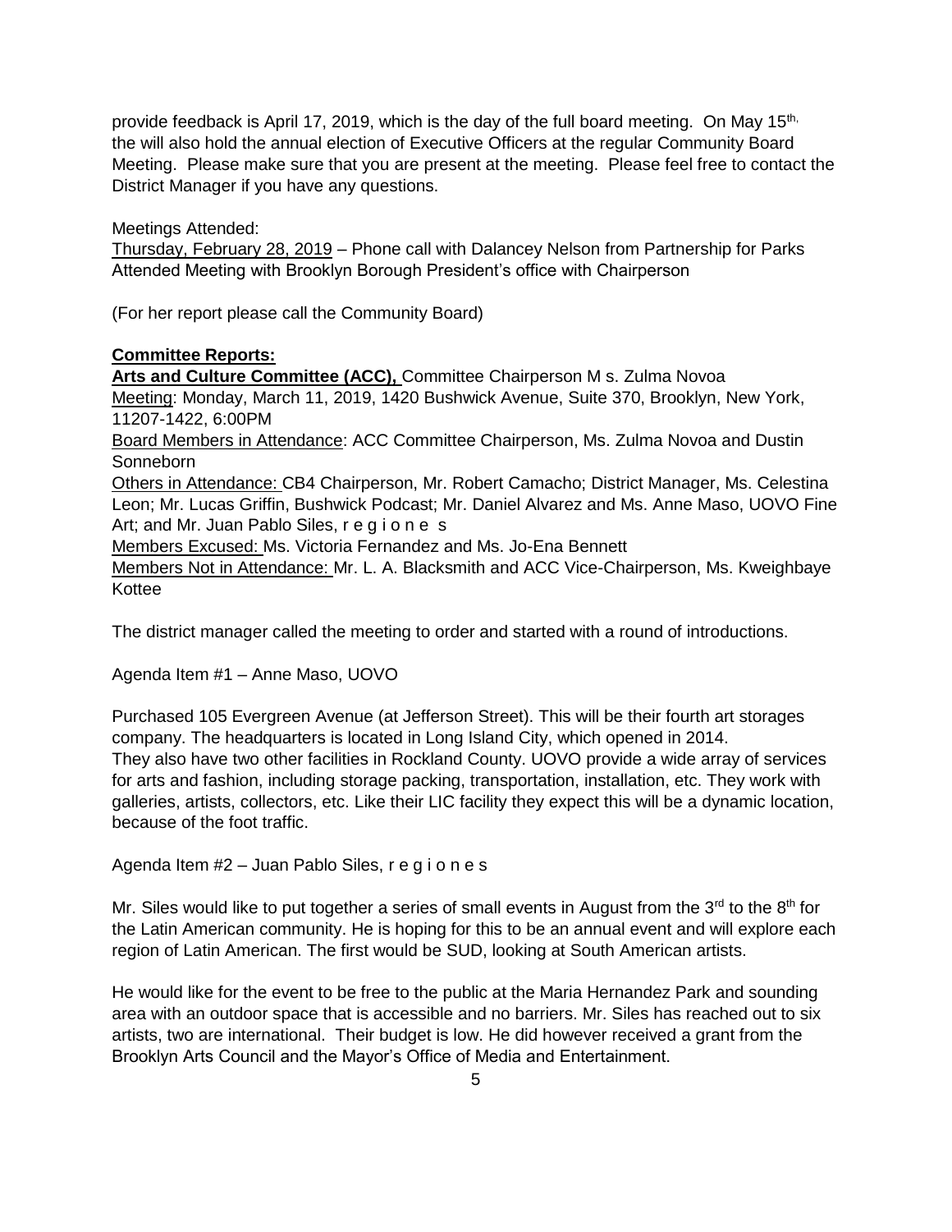provide feedback is April 17, 2019, which is the day of the full board meeting. On May 15th, the will also hold the annual election of Executive Officers at the regular Community Board Meeting. Please make sure that you are present at the meeting. Please feel free to contact the District Manager if you have any questions.

Meetings Attended:
Thursday, February 28, 2019 – Phone call with Dalancey Nelson from Partnership for Parks
Attended Meeting with Brooklyn Borough President's office with Chairperson

(For her report please call the Community Board)

**Committee Reports:**

**Arts and Culture Committee (ACC),** Committee Chairperson M s. Zulma Novoa
Meeting: Monday, March 11, 2019, 1420 Bushwick Avenue, Suite 370, Brooklyn, New York, 11207-1422, 6:00PM
Board Members in Attendance: ACC Committee Chairperson, Ms. Zulma Novoa and Dustin Sonneborn
Others in Attendance: CB4 Chairperson, Mr. Robert Camacho; District Manager, Ms. Celestina Leon; Mr. Lucas Griffin, Bushwick Podcast; Mr. Daniel Alvarez and Ms. Anne Maso, UOVO Fine Art; and Mr. Juan Pablo Siles, r e g i o n e s
Members Excused: Ms. Victoria Fernandez and Ms. Jo-Ena Bennett
Members Not in Attendance: Mr. L. A. Blacksmith and ACC Vice-Chairperson, Ms. Kweighbaye Kottee

The district manager called the meeting to order and started with a round of introductions.

Agenda Item #1 – Anne Maso, UOVO

Purchased 105 Evergreen Avenue (at Jefferson Street). This will be their fourth art storages company. The headquarters is located in Long Island City, which opened in 2014.
They also have two other facilities in Rockland County. UOVO provide a wide array of services for arts and fashion, including storage packing, transportation, installation, etc. They work with galleries, artists, collectors, etc. Like their LIC facility they expect this will be a dynamic location, because of the foot traffic.

Agenda Item #2 – Juan Pablo Siles, r e g i o n e s

Mr. Siles would like to put together a series of small events in August from the 3rd to the 8th for the Latin American community. He is hoping for this to be an annual event and will explore each region of Latin American. The first would be SUD, looking at South American artists.

He would like for the event to be free to the public at the Maria Hernandez Park and sounding area with an outdoor space that is accessible and no barriers. Mr. Siles has reached out to six artists, two are international. Their budget is low. He did however received a grant from the Brooklyn Arts Council and the Mayor's Office of Media and Entertainment.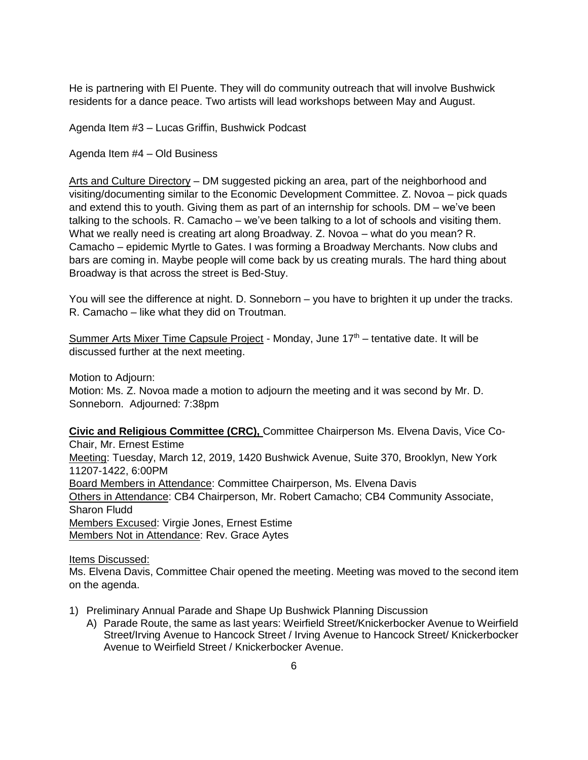He is partnering with El Puente. They will do community outreach that will involve Bushwick residents for a dance peace. Two artists will lead workshops between May and August.

Agenda Item #3 – Lucas Griffin, Bushwick Podcast

Agenda Item #4 – Old Business

Arts and Culture Directory – DM suggested picking an area, part of the neighborhood and visiting/documenting similar to the Economic Development Committee. Z. Novoa – pick quads and extend this to youth. Giving them as part of an internship for schools. DM – we've been talking to the schools. R. Camacho – we've been talking to a lot of schools and visiting them. What we really need is creating art along Broadway. Z. Novoa – what do you mean? R. Camacho – epidemic Myrtle to Gates. I was forming a Broadway Merchants. Now clubs and bars are coming in. Maybe people will come back by us creating murals. The hard thing about Broadway is that across the street is Bed-Stuy.

You will see the difference at night. D. Sonneborn – you have to brighten it up under the tracks. R. Camacho – like what they did on Troutman.

Summer Arts Mixer Time Capsule Project - Monday, June 17th – tentative date. It will be discussed further at the next meeting.

Motion to Adjourn:
Motion: Ms. Z. Novoa made a motion to adjourn the meeting and it was second by Mr. D. Sonneborn. Adjourned: 7:38pm

**Civic and Religious Committee (CRC),** Committee Chairperson Ms. Elvena Davis, Vice Co-Chair, Mr. Ernest Estime
Meeting: Tuesday, March 12, 2019, 1420 Bushwick Avenue, Suite 370, Brooklyn, New York 11207-1422, 6:00PM
Board Members in Attendance: Committee Chairperson, Ms. Elvena Davis
Others in Attendance: CB4 Chairperson, Mr. Robert Camacho; CB4 Community Associate, Sharon Fludd
Members Excused: Virgie Jones, Ernest Estime
Members Not in Attendance: Rev. Grace Aytes

Items Discussed:
Ms. Elvena Davis, Committee Chair opened the meeting. Meeting was moved to the second item on the agenda.

1) Preliminary Annual Parade and Shape Up Bushwick Planning Discussion
   A) Parade Route, the same as last years: Weirfield Street/Knickerbocker Avenue to Weirfield Street/Irving Avenue to Hancock Street / Irving Avenue to Hancock Street/ Knickerbocker Avenue to Weirfield Street / Knickerbocker Avenue.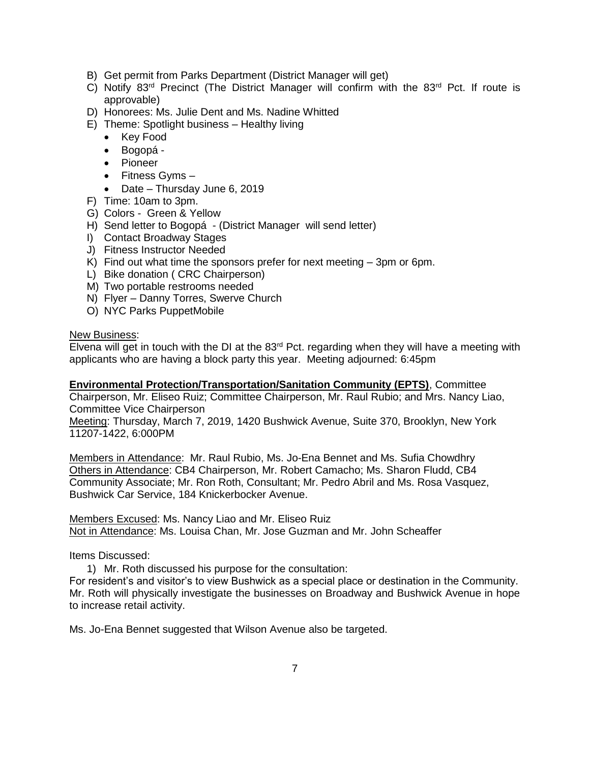B) Get permit from Parks Department (District Manager will get)
C) Notify 83rd Precinct (The District Manager will confirm with the 83rd Pct. If route is approvable)
D) Honorees: Ms. Julie Dent and Ms. Nadine Whitted
E) Theme: Spotlight business – Healthy living
   - Key Food
   - Bogopá -
   - Pioneer
   - Fitness Gyms –
   - Date – Thursday June 6, 2019
F) Time: 10am to 3pm.
G) Colors - Green & Yellow
H) Send letter to Bogopá - (District Manager will send letter)
I) Contact Broadway Stages
J) Fitness Instructor Needed
K) Find out what time the sponsors prefer for next meeting – 3pm or 6pm.
L) Bike donation ( CRC Chairperson)
M) Two portable restrooms needed
N) Flyer – Danny Torres, Swerve Church
O) NYC Parks PuppetMobile

<u>New Business</u>:
Elvena will get in touch with the DI at the 83rd Pct. regarding when they will have a meeting with applicants who are having a block party this year. Meeting adjourned: 6:45pm

**<u>Environmental Protection/Transportation/Sanitation Community (EPTS)</u>**, Committee Chairperson, Mr. Eliseo Ruiz; Committee Chairperson, Mr. Raul Rubio; and Mrs. Nancy Liao, Committee Vice Chairperson
<u>Meeting</u>: Thursday, March 7, 2019, 1420 Bushwick Avenue, Suite 370, Brooklyn, New York 11207-1422, 6:000PM

<u>Members in Attendance</u>: Mr. Raul Rubio, Ms. Jo-Ena Bennet and Ms. Sufia Chowdhry
<u>Others in Attendance</u>: CB4 Chairperson, Mr. Robert Camacho; Ms. Sharon Fludd, CB4 Community Associate; Mr. Ron Roth, Consultant; Mr. Pedro Abril and Ms. Rosa Vasquez, Bushwick Car Service, 184 Knickerbocker Avenue.

<u>Members Excused</u>: Ms. Nancy Liao and Mr. Eliseo Ruiz
<u>Not in Attendance</u>: Ms. Louisa Chan, Mr. Jose Guzman and Mr. John Scheaffer

Items Discussed:

1) Mr. Roth discussed his purpose for the consultation:

For resident's and visitor's to view Bushwick as a special place or destination in the Community. Mr. Roth will physically investigate the businesses on Broadway and Bushwick Avenue in hope to increase retail activity.

Ms. Jo-Ena Bennet suggested that Wilson Avenue also be targeted.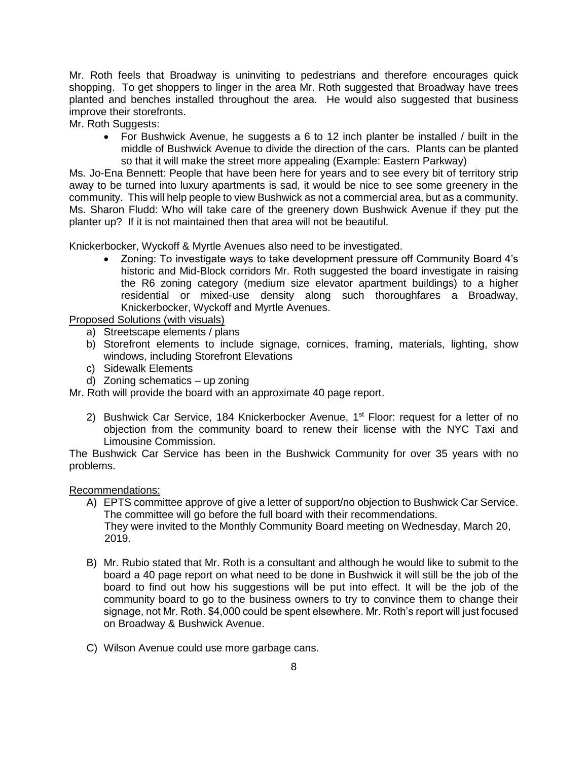Mr. Roth feels that Broadway is uninviting to pedestrians and therefore encourages quick shopping. To get shoppers to linger in the area Mr. Roth suggested that Broadway have trees planted and benches installed throughout the area. He would also suggested that business improve their storefronts.

Mr. Roth Suggests:

- For Bushwick Avenue, he suggests a 6 to 12 inch planter be installed / built in the middle of Bushwick Avenue to divide the direction of the cars. Plants can be planted so that it will make the street more appealing (Example: Eastern Parkway)

Ms. Jo-Ena Bennett: People that have been here for years and to see every bit of territory strip away to be turned into luxury apartments is sad, it would be nice to see some greenery in the community. This will help people to view Bushwick as not a commercial area, but as a community.

Ms. Sharon Fludd: Who will take care of the greenery down Bushwick Avenue if they put the planter up? If it is not maintained then that area will not be beautiful.

Knickerbocker, Wyckoff & Myrtle Avenues also need to be investigated.

- Zoning: To investigate ways to take development pressure off Community Board 4's historic and Mid-Block corridors Mr. Roth suggested the board investigate in raising the R6 zoning category (medium size elevator apartment buildings) to a higher residential or mixed-use density along such thoroughfares a Broadway, Knickerbocker, Wyckoff and Myrtle Avenues.

<u>Proposed Solutions (with visuals)</u>

a) Streetscape elements / plans
b) Storefront elements to include signage, cornices, framing, materials, lighting, show windows, including Storefront Elevations
c) Sidewalk Elements
d) Zoning schematics – up zoning

Mr. Roth will provide the board with an approximate 40 page report.

2) Bushwick Car Service, 184 Knickerbocker Avenue, 1st Floor: request for a letter of no objection from the community board to renew their license with the NYC Taxi and Limousine Commission.

The Bushwick Car Service has been in the Bushwick Community for over 35 years with no problems.

<u>Recommendations:</u>

A) EPTS committee approve of give a letter of support/no objection to Bushwick Car Service. The committee will go before the full board with their recommendations. They were invited to the Monthly Community Board meeting on Wednesday, March 20, 2019.

B) Mr. Rubio stated that Mr. Roth is a consultant and although he would like to submit to the board a 40 page report on what need to be done in Bushwick it will still be the job of the board to find out how his suggestions will be put into effect. It will be the job of the community board to go to the business owners to try to convince them to change their signage, not Mr. Roth. $4,000 could be spent elsewhere. Mr. Roth's report will just focused on Broadway & Bushwick Avenue.

C) Wilson Avenue could use more garbage cans.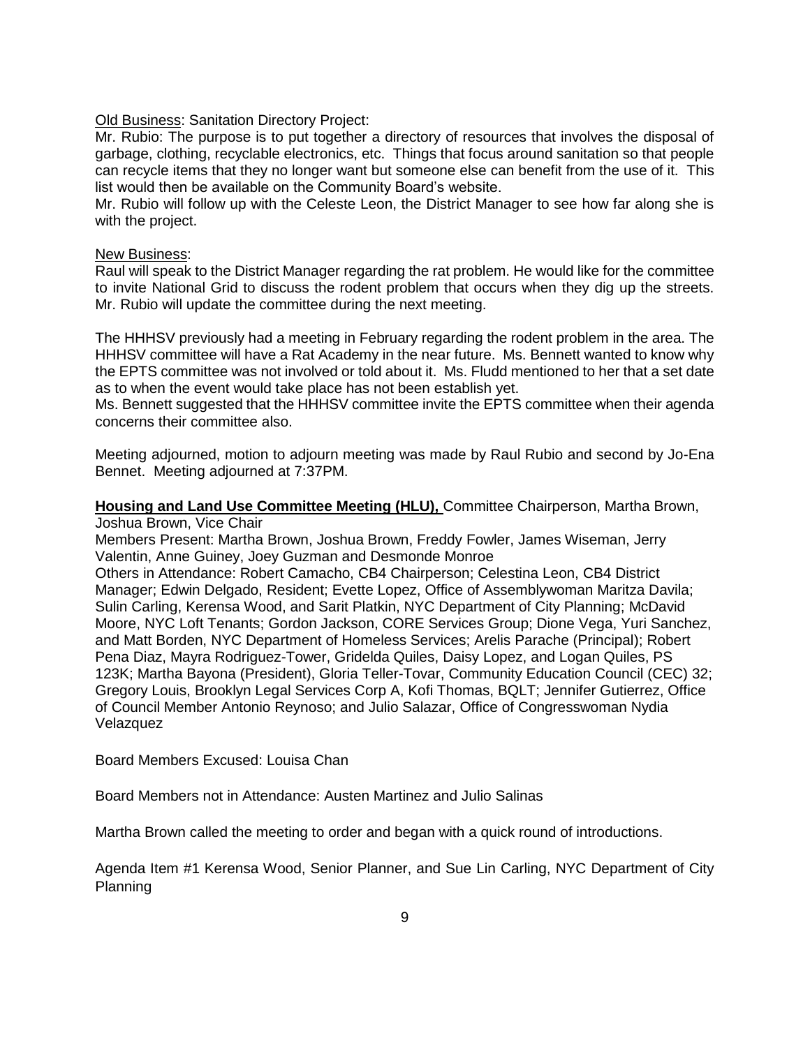Old Business: Sanitation Directory Project:

Mr. Rubio: The purpose is to put together a directory of resources that involves the disposal of garbage, clothing, recyclable electronics, etc. Things that focus around sanitation so that people can recycle items that they no longer want but someone else can benefit from the use of it. This list would then be available on the Community Board's website.

Mr. Rubio will follow up with the Celeste Leon, the District Manager to see how far along she is with the project.

New Business:

Raul will speak to the District Manager regarding the rat problem. He would like for the committee to invite National Grid to discuss the rodent problem that occurs when they dig up the streets. Mr. Rubio will update the committee during the next meeting.

The HHHSV previously had a meeting in February regarding the rodent problem in the area. The HHHSV committee will have a Rat Academy in the near future. Ms. Bennett wanted to know why the EPTS committee was not involved or told about it. Ms. Fludd mentioned to her that a set date as to when the event would take place has not been establish yet.

Ms. Bennett suggested that the HHHSV committee invite the EPTS committee when their agenda concerns their committee also.

Meeting adjourned, motion to adjourn meeting was made by Raul Rubio and second by Jo-Ena Bennet. Meeting adjourned at 7:37PM.

**Housing and Land Use Committee Meeting (HLU),** Committee Chairperson, Martha Brown, Joshua Brown, Vice Chair

Members Present: Martha Brown, Joshua Brown, Freddy Fowler, James Wiseman, Jerry Valentin, Anne Guiney, Joey Guzman and Desmonde Monroe

Others in Attendance: Robert Camacho, CB4 Chairperson; Celestina Leon, CB4 District Manager; Edwin Delgado, Resident; Evette Lopez, Office of Assemblywoman Maritza Davila; Sulin Carling, Kerensa Wood, and Sarit Platkin, NYC Department of City Planning; McDavid Moore, NYC Loft Tenants; Gordon Jackson, CORE Services Group; Dione Vega, Yuri Sanchez, and Matt Borden, NYC Department of Homeless Services; Arelis Parache (Principal); Robert Pena Diaz, Mayra Rodriguez-Tower, Gridelda Quiles, Daisy Lopez, and Logan Quiles, PS 123K; Martha Bayona (President), Gloria Teller-Tovar, Community Education Council (CEC) 32; Gregory Louis, Brooklyn Legal Services Corp A, Kofi Thomas, BQLT; Jennifer Gutierrez, Office of Council Member Antonio Reynoso; and Julio Salazar, Office of Congresswoman Nydia Velazquez

Board Members Excused: Louisa Chan

Board Members not in Attendance: Austen Martinez and Julio Salinas

Martha Brown called the meeting to order and began with a quick round of introductions.

Agenda Item #1 Kerensa Wood, Senior Planner, and Sue Lin Carling, NYC Department of City Planning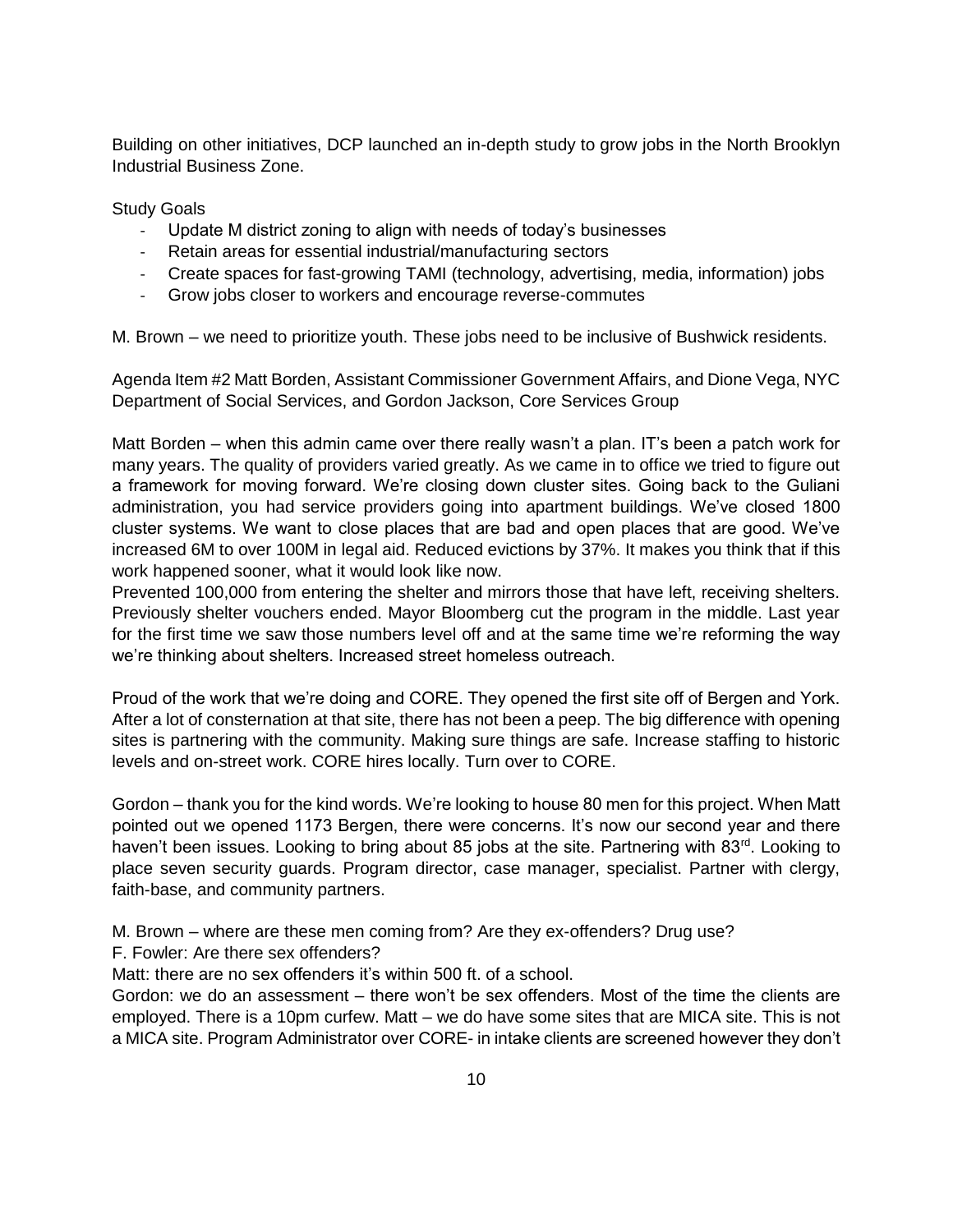Building on other initiatives, DCP launched an in-depth study to grow jobs in the North Brooklyn Industrial Business Zone.

Study Goals

- Update M district zoning to align with needs of today's businesses
- Retain areas for essential industrial/manufacturing sectors
- Create spaces for fast-growing TAMI (technology, advertising, media, information) jobs
- Grow jobs closer to workers and encourage reverse-commutes

M. Brown – we need to prioritize youth. These jobs need to be inclusive of Bushwick residents.

Agenda Item #2 Matt Borden, Assistant Commissioner Government Affairs, and Dione Vega, NYC Department of Social Services, and Gordon Jackson, Core Services Group

Matt Borden – when this admin came over there really wasn't a plan. IT's been a patch work for many years. The quality of providers varied greatly. As we came in to office we tried to figure out a framework for moving forward. We're closing down cluster sites. Going back to the Guliani administration, you had service providers going into apartment buildings. We've closed 1800 cluster systems. We want to close places that are bad and open places that are good. We've increased 6M to over 100M in legal aid. Reduced evictions by 37%. It makes you think that if this work happened sooner, what it would look like now.
Prevented 100,000 from entering the shelter and mirrors those that have left, receiving shelters. Previously shelter vouchers ended. Mayor Bloomberg cut the program in the middle. Last year for the first time we saw those numbers level off and at the same time we're reforming the way we're thinking about shelters. Increased street homeless outreach.

Proud of the work that we're doing and CORE. They opened the first site off of Bergen and York. After a lot of consternation at that site, there has not been a peep. The big difference with opening sites is partnering with the community. Making sure things are safe. Increase staffing to historic levels and on-street work. CORE hires locally. Turn over to CORE.

Gordon – thank you for the kind words. We're looking to house 80 men for this project. When Matt pointed out we opened 1173 Bergen, there were concerns. It's now our second year and there haven't been issues. Looking to bring about 85 jobs at the site. Partnering with 83rd. Looking to place seven security guards. Program director, case manager, specialist. Partner with clergy, faith-base, and community partners.

M. Brown – where are these men coming from? Are they ex-offenders? Drug use?
F. Fowler: Are there sex offenders?
Matt: there are no sex offenders it's within 500 ft. of a school.
Gordon: we do an assessment – there won't be sex offenders. Most of the time the clients are employed. There is a 10pm curfew. Matt – we do have some sites that are MICA site. This is not a MICA site. Program Administrator over CORE- in intake clients are screened however they don't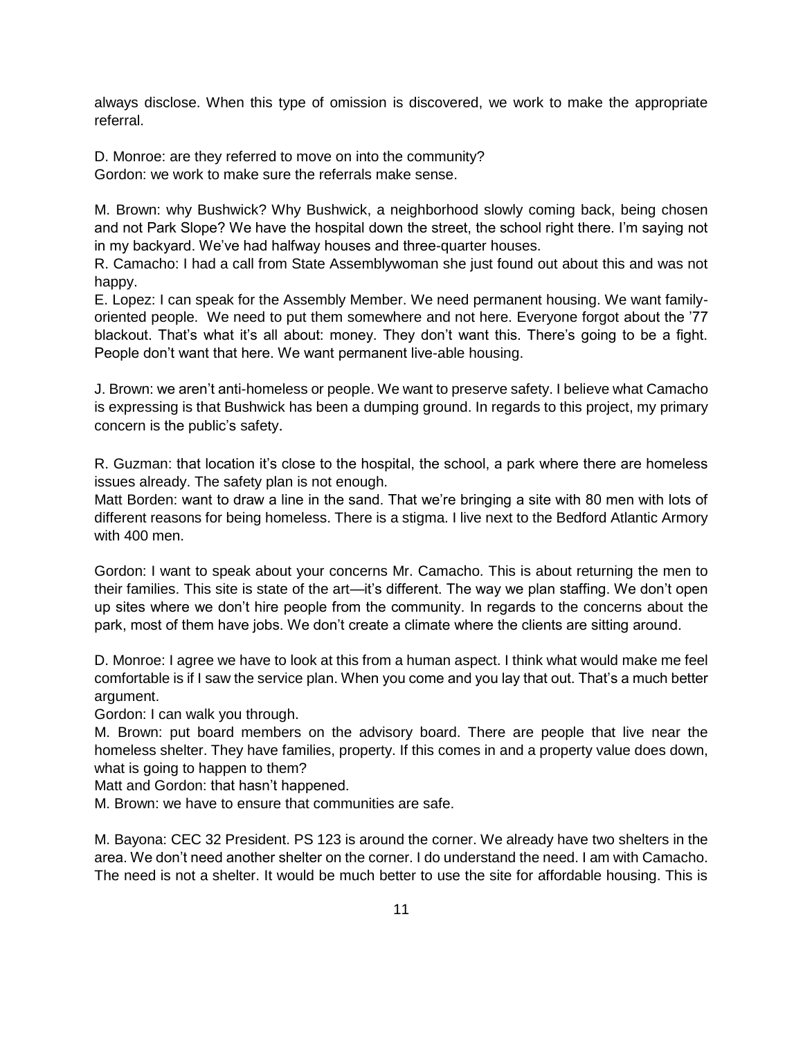always disclose. When this type of omission is discovered, we work to make the appropriate referral.

D. Monroe: are they referred to move on into the community?
Gordon: we work to make sure the referrals make sense.

M. Brown: why Bushwick? Why Bushwick, a neighborhood slowly coming back, being chosen and not Park Slope? We have the hospital down the street, the school right there. I'm saying not in my backyard. We've had halfway houses and three-quarter houses.
R. Camacho: I had a call from State Assemblywoman she just found out about this and was not happy.
E. Lopez: I can speak for the Assembly Member. We need permanent housing. We want family-oriented people. We need to put them somewhere and not here. Everyone forgot about the '77 blackout. That's what it's all about: money. They don't want this. There's going to be a fight. People don't want that here. We want permanent live-able housing.

J. Brown: we aren't anti-homeless or people. We want to preserve safety. I believe what Camacho is expressing is that Bushwick has been a dumping ground. In regards to this project, my primary concern is the public's safety.

R. Guzman: that location it's close to the hospital, the school, a park where there are homeless issues already. The safety plan is not enough.
Matt Borden: want to draw a line in the sand. That we're bringing a site with 80 men with lots of different reasons for being homeless. There is a stigma. I live next to the Bedford Atlantic Armory with 400 men.

Gordon: I want to speak about your concerns Mr. Camacho. This is about returning the men to their families. This site is state of the art—it's different. The way we plan staffing. We don't open up sites where we don't hire people from the community. In regards to the concerns about the park, most of them have jobs. We don't create a climate where the clients are sitting around.

D. Monroe: I agree we have to look at this from a human aspect. I think what would make me feel comfortable is if I saw the service plan. When you come and you lay that out. That's a much better argument.
Gordon: I can walk you through.
M. Brown: put board members on the advisory board. There are people that live near the homeless shelter. They have families, property. If this comes in and a property value does down, what is going to happen to them?
Matt and Gordon: that hasn't happened.
M. Brown: we have to ensure that communities are safe.

M. Bayona: CEC 32 President. PS 123 is around the corner. We already have two shelters in the area. We don't need another shelter on the corner. I do understand the need. I am with Camacho. The need is not a shelter. It would be much better to use the site for affordable housing. This is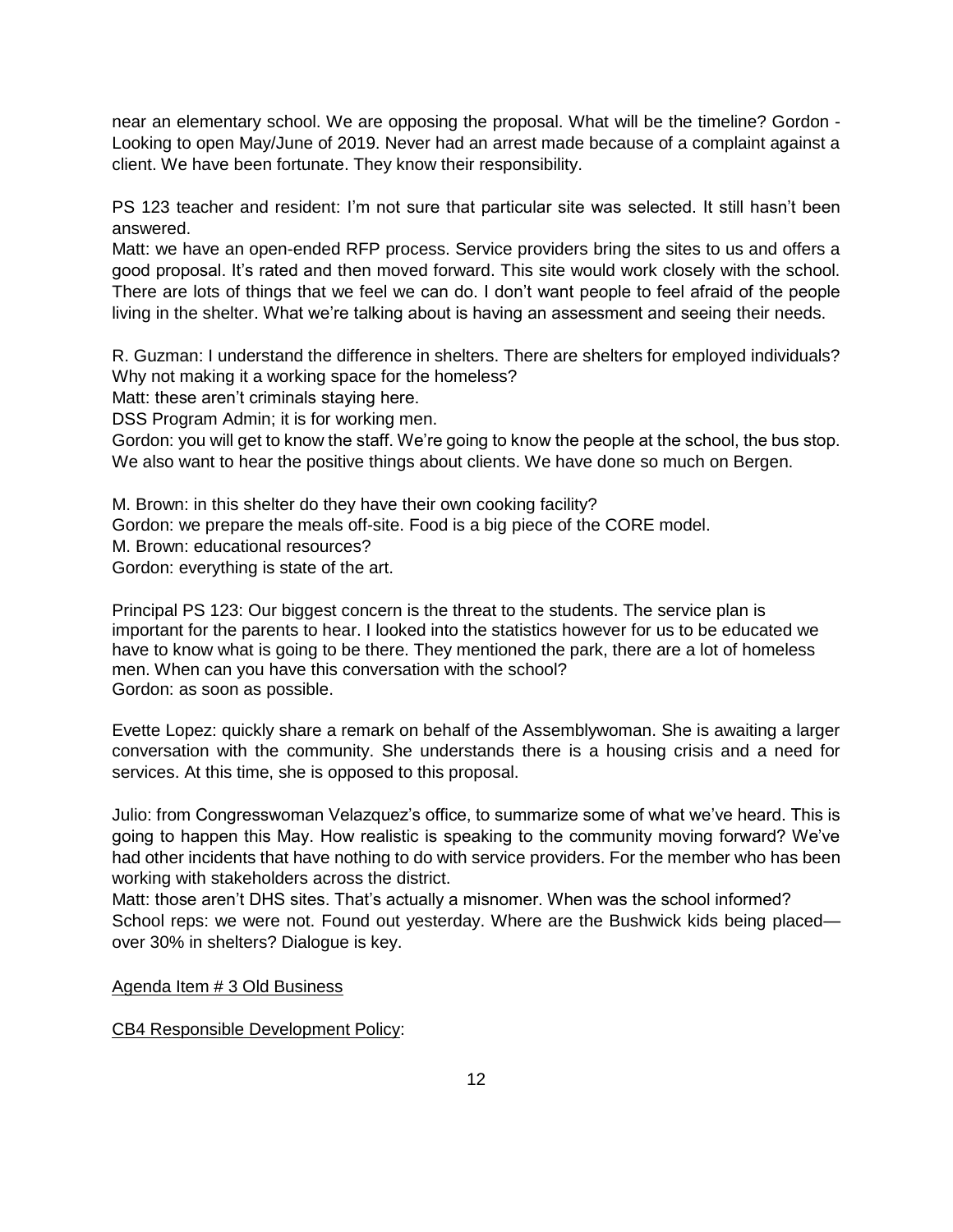near an elementary school. We are opposing the proposal. What will be the timeline? Gordon - Looking to open May/June of 2019. Never had an arrest made because of a complaint against a client. We have been fortunate. They know their responsibility.

PS 123 teacher and resident: I'm not sure that particular site was selected. It still hasn't been answered.

Matt: we have an open-ended RFP process. Service providers bring the sites to us and offers a good proposal. It's rated and then moved forward. This site would work closely with the school. There are lots of things that we feel we can do. I don't want people to feel afraid of the people living in the shelter. What we're talking about is having an assessment and seeing their needs.

R. Guzman: I understand the difference in shelters. There are shelters for employed individuals? Why not making it a working space for the homeless?

Matt: these aren't criminals staying here.

DSS Program Admin; it is for working men.

Gordon: you will get to know the staff. We're going to know the people at the school, the bus stop. We also want to hear the positive things about clients. We have done so much on Bergen.

M. Brown: in this shelter do they have their own cooking facility?

Gordon: we prepare the meals off-site. Food is a big piece of the CORE model.

M. Brown: educational resources?

Gordon: everything is state of the art.

Principal PS 123: Our biggest concern is the threat to the students. The service plan is important for the parents to hear. I looked into the statistics however for us to be educated we have to know what is going to be there. They mentioned the park, there are a lot of homeless men. When can you have this conversation with the school?

Gordon: as soon as possible.

Evette Lopez: quickly share a remark on behalf of the Assemblywoman. She is awaiting a larger conversation with the community. She understands there is a housing crisis and a need for services. At this time, she is opposed to this proposal.

Julio: from Congresswoman Velazquez's office, to summarize some of what we've heard. This is going to happen this May. How realistic is speaking to the community moving forward? We've had other incidents that have nothing to do with service providers. For the member who has been working with stakeholders across the district.

Matt: those aren't DHS sites. That's actually a misnomer. When was the school informed?

School reps: we were not. Found out yesterday. Where are the Bushwick kids being placed—over 30% in shelters? Dialogue is key.

Agenda Item # 3 Old Business

CB4 Responsible Development Policy: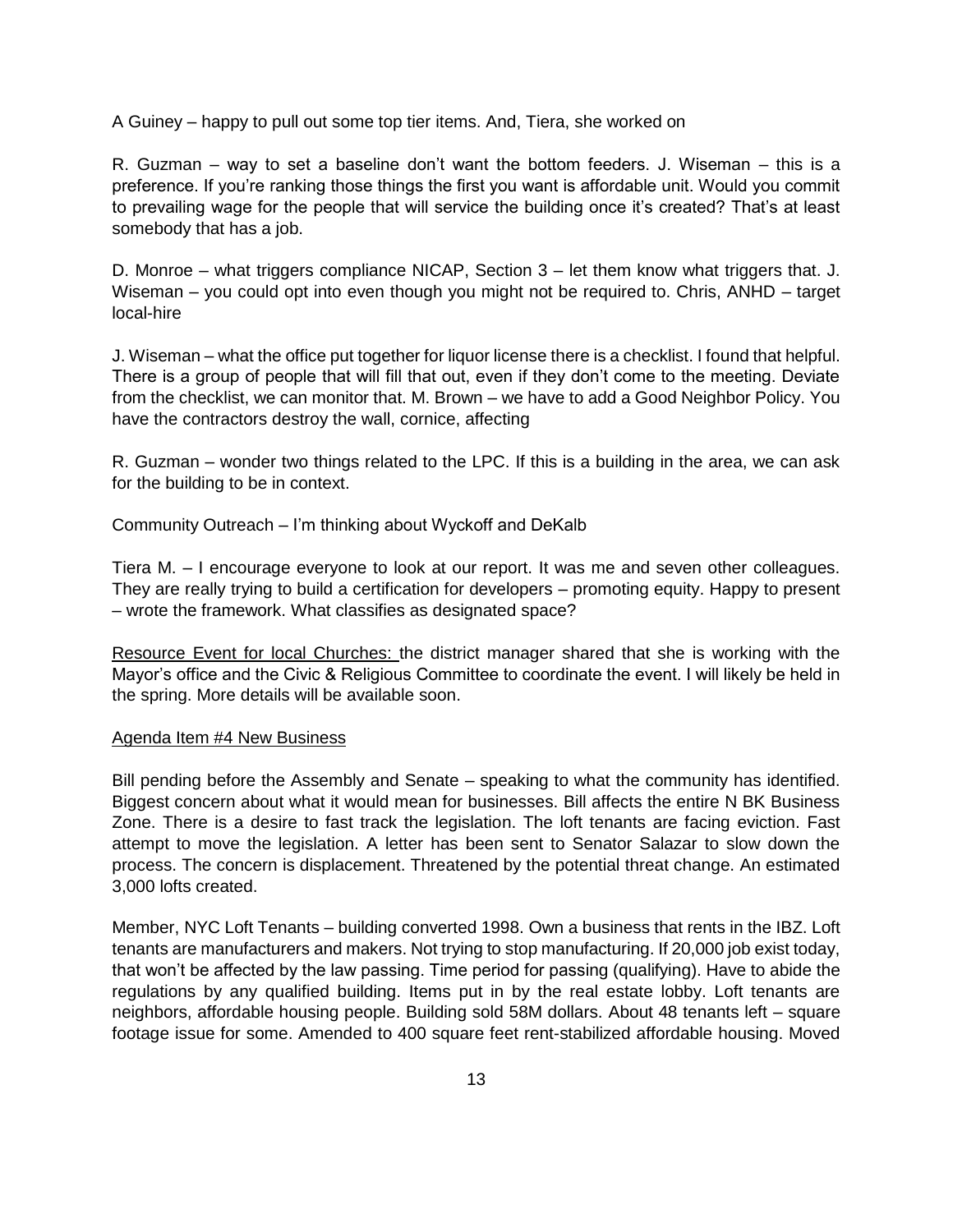A Guiney – happy to pull out some top tier items. And, Tiera, she worked on

R. Guzman – way to set a baseline don't want the bottom feeders. J. Wiseman – this is a preference. If you're ranking those things the first you want is affordable unit. Would you commit to prevailing wage for the people that will service the building once it's created? That's at least somebody that has a job.

D. Monroe – what triggers compliance NICAP, Section 3 – let them know what triggers that. J. Wiseman – you could opt into even though you might not be required to. Chris, ANHD – target local-hire

J. Wiseman – what the office put together for liquor license there is a checklist. I found that helpful. There is a group of people that will fill that out, even if they don't come to the meeting. Deviate from the checklist, we can monitor that. M. Brown – we have to add a Good Neighbor Policy. You have the contractors destroy the wall, cornice, affecting

R. Guzman – wonder two things related to the LPC. If this is a building in the area, we can ask for the building to be in context.

Community Outreach – I'm thinking about Wyckoff and DeKalb

Tiera M. – I encourage everyone to look at our report. It was me and seven other colleagues. They are really trying to build a certification for developers – promoting equity. Happy to present – wrote the framework. What classifies as designated space?

<u>Resource Event for local Churches:</u> the district manager shared that she is working with the Mayor's office and the Civic & Religious Committee to coordinate the event. I will likely be held in the spring. More details will be available soon.

<u>Agenda Item #4 New Business</u>

Bill pending before the Assembly and Senate – speaking to what the community has identified. Biggest concern about what it would mean for businesses. Bill affects the entire N BK Business Zone. There is a desire to fast track the legislation. The loft tenants are facing eviction. Fast attempt to move the legislation. A letter has been sent to Senator Salazar to slow down the process. The concern is displacement. Threatened by the potential threat change. An estimated 3,000 lofts created.

Member, NYC Loft Tenants – building converted 1998. Own a business that rents in the IBZ. Loft tenants are manufacturers and makers. Not trying to stop manufacturing. If 20,000 job exist today, that won't be affected by the law passing. Time period for passing (qualifying). Have to abide the regulations by any qualified building. Items put in by the real estate lobby. Loft tenants are neighbors, affordable housing people. Building sold 58M dollars. About 48 tenants left – square footage issue for some. Amended to 400 square feet rent-stabilized affordable housing. Moved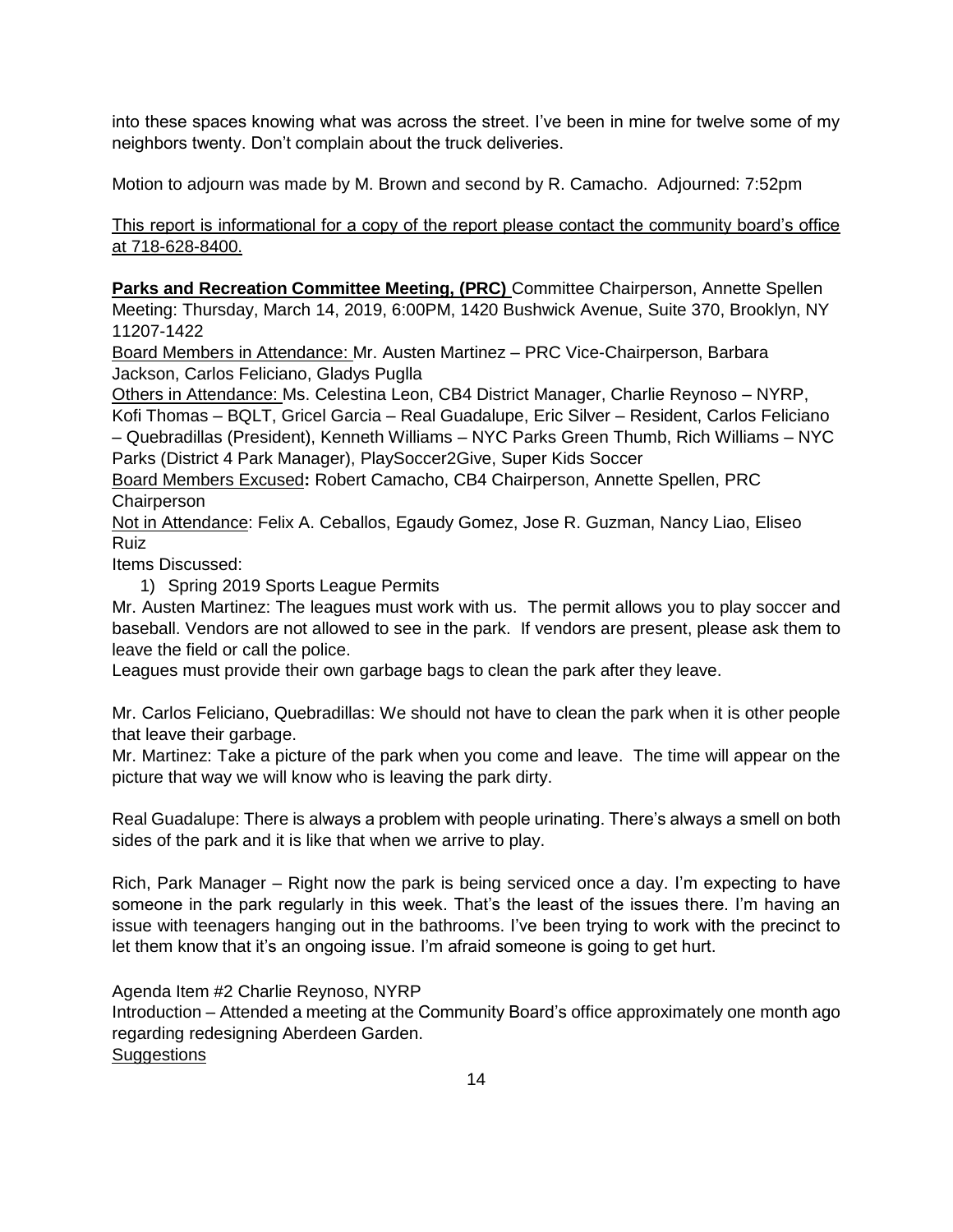into these spaces knowing what was across the street. I've been in mine for twelve some of my neighbors twenty. Don't complain about the truck deliveries.

Motion to adjourn was made by M. Brown and second by R. Camacho. Adjourned: 7:52pm

This report is informational for a copy of the report please contact the community board's office at 718-628-8400.

**Parks and Recreation Committee Meeting, (PRC)** Committee Chairperson, Annette Spellen
Meeting: Thursday, March 14, 2019, 6:00PM, 1420 Bushwick Avenue, Suite 370, Brooklyn, NY 11207-1422

Board Members in Attendance: Mr. Austen Martinez – PRC Vice-Chairperson, Barbara Jackson, Carlos Feliciano, Gladys Puglla

Others in Attendance: Ms. Celestina Leon, CB4 District Manager, Charlie Reynoso – NYRP, Kofi Thomas – BQLT, Gricel Garcia – Real Guadalupe, Eric Silver – Resident, Carlos Feliciano – Quebradillas (President), Kenneth Williams – NYC Parks Green Thumb, Rich Williams – NYC Parks (District 4 Park Manager), PlaySoccer2Give, Super Kids Soccer

Board Members Excused**:** Robert Camacho, CB4 Chairperson, Annette Spellen, PRC Chairperson

Not in Attendance: Felix A. Ceballos, Egaudy Gomez, Jose R. Guzman, Nancy Liao, Eliseo Ruiz

Items Discussed:

1) Spring 2019 Sports League Permits

Mr. Austen Martinez: The leagues must work with us. The permit allows you to play soccer and baseball. Vendors are not allowed to see in the park. If vendors are present, please ask them to leave the field or call the police.
Leagues must provide their own garbage bags to clean the park after they leave.

Mr. Carlos Feliciano, Quebradillas: We should not have to clean the park when it is other people that leave their garbage.
Mr. Martinez: Take a picture of the park when you come and leave. The time will appear on the picture that way we will know who is leaving the park dirty.

Real Guadalupe: There is always a problem with people urinating. There's always a smell on both sides of the park and it is like that when we arrive to play.

Rich, Park Manager – Right now the park is being serviced once a day. I'm expecting to have someone in the park regularly in this week. That's the least of the issues there. I'm having an issue with teenagers hanging out in the bathrooms. I've been trying to work with the precinct to let them know that it's an ongoing issue. I'm afraid someone is going to get hurt.

Agenda Item #2 Charlie Reynoso, NYRP
Introduction – Attended a meeting at the Community Board's office approximately one month ago regarding redesigning Aberdeen Garden.
Suggestions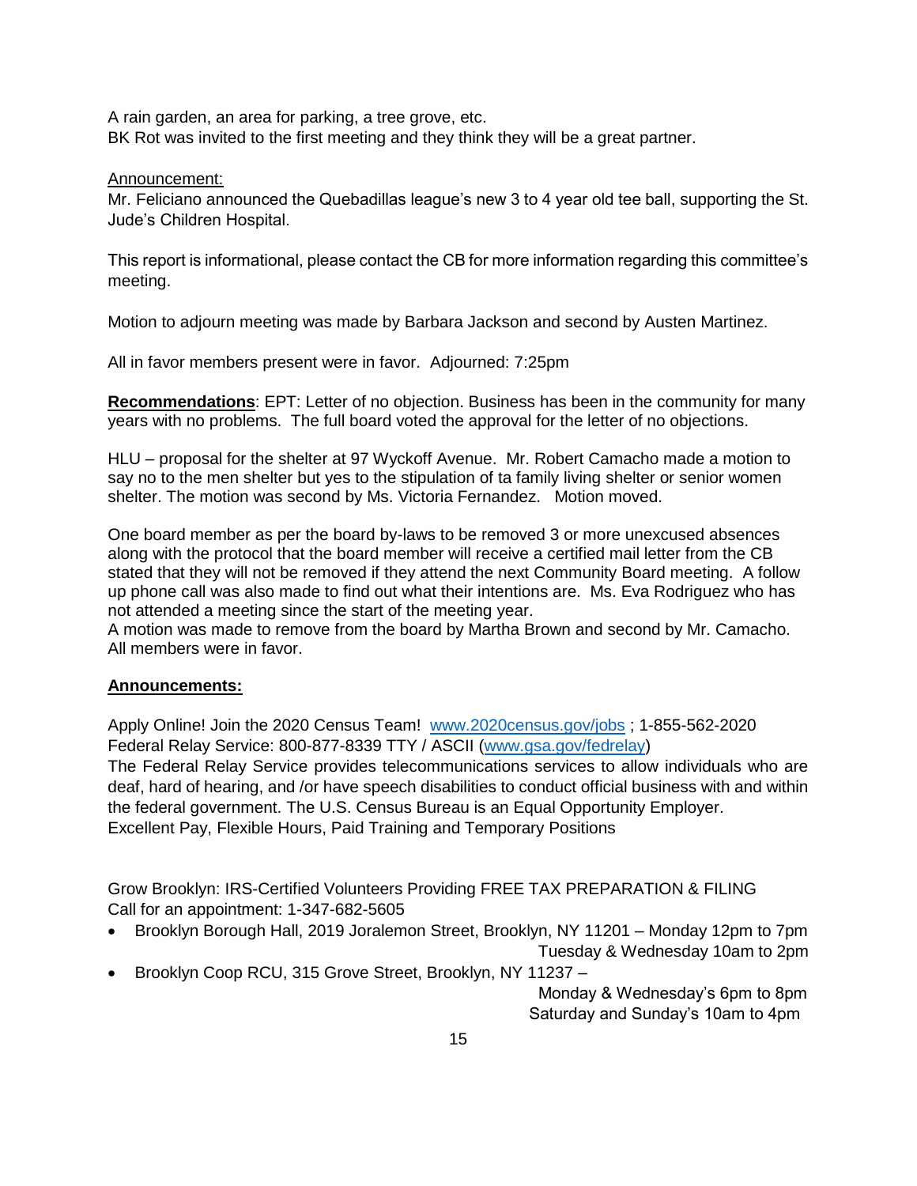A rain garden, an area for parking, a tree grove, etc.
BK Rot was invited to the first meeting and they think they will be a great partner.

Announcement:
Mr. Feliciano announced the Quebadillas league's new 3 to 4 year old tee ball, supporting the St. Jude's Children Hospital.

This report is informational, please contact the CB for more information regarding this committee's meeting.

Motion to adjourn meeting was made by Barbara Jackson and second by Austen Martinez.

All in favor members present were in favor. Adjourned: 7:25pm

**Recommendations**: EPT: Letter of no objection. Business has been in the community for many years with no problems. The full board voted the approval for the letter of no objections.

HLU – proposal for the shelter at 97 Wyckoff Avenue. Mr. Robert Camacho made a motion to say no to the men shelter but yes to the stipulation of ta family living shelter or senior women shelter. The motion was second by Ms. Victoria Fernandez. Motion moved.

One board member as per the board by-laws to be removed 3 or more unexcused absences along with the protocol that the board member will receive a certified mail letter from the CB stated that they will not be removed if they attend the next Community Board meeting. A follow up phone call was also made to find out what their intentions are. Ms. Eva Rodriguez who has not attended a meeting since the start of the meeting year.
A motion was made to remove from the board by Martha Brown and second by Mr. Camacho. All members were in favor.

**Announcements:**

Apply Online! Join the 2020 Census Team! www.2020census.gov/jobs ; 1-855-562-2020
Federal Relay Service: 800-877-8339 TTY / ASCII (www.gsa.gov/fedrelay)
The Federal Relay Service provides telecommunications services to allow individuals who are deaf, hard of hearing, and /or have speech disabilities to conduct official business with and within the federal government. The U.S. Census Bureau is an Equal Opportunity Employer.
Excellent Pay, Flexible Hours, Paid Training and Temporary Positions

Grow Brooklyn: IRS-Certified Volunteers Providing FREE TAX PREPARATION & FILING
Call for an appointment: 1-347-682-5605

- Brooklyn Borough Hall, 2019 Joralemon Street, Brooklyn, NY 11201 – Monday 12pm to 7pm
  Tuesday & Wednesday 10am to 2pm
- Brooklyn Coop RCU, 315 Grove Street, Brooklyn, NY 11237 –
  Monday & Wednesday's 6pm to 8pm
  Saturday and Sunday's 10am to 4pm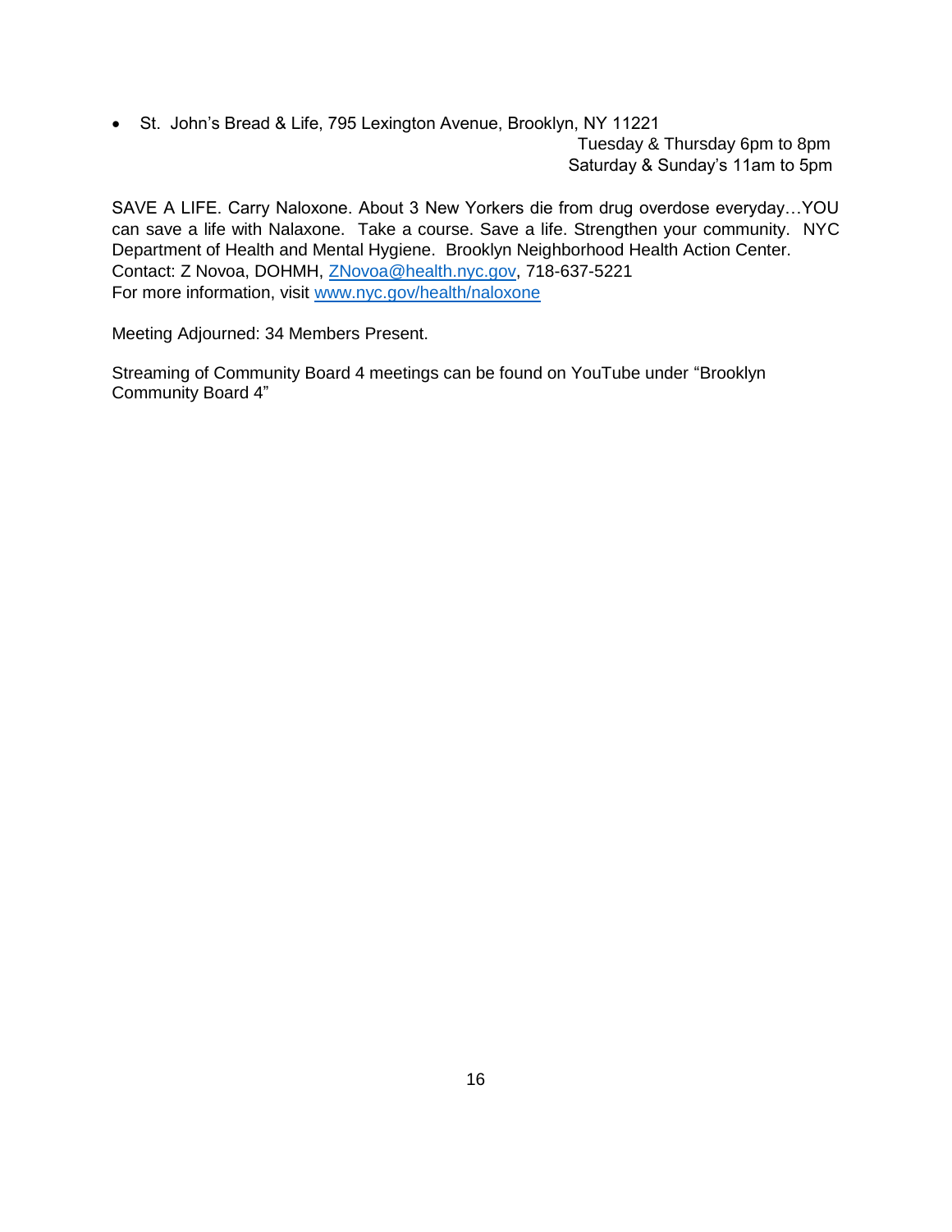- St. John's Bread & Life, 795 Lexington Avenue, Brooklyn, NY 11221
  Tuesday & Thursday 6pm to 8pm
  Saturday & Sunday's 11am to 5pm

SAVE A LIFE. Carry Naloxone. About 3 New Yorkers die from drug overdose everyday…YOU can save a life with Nalaxone. Take a course. Save a life. Strengthen your community. NYC Department of Health and Mental Hygiene. Brooklyn Neighborhood Health Action Center.
Contact: Z Novoa, DOHMH, [ZNovoa@health.nyc.gov](mailto:ZNovoa@health.nyc.gov), 718-637-5221
For more information, visit [www.nyc.gov/health/naloxone](http://www.nyc.gov/health/naloxone)

Meeting Adjourned: 34 Members Present.

Streaming of Community Board 4 meetings can be found on YouTube under "Brooklyn Community Board 4"